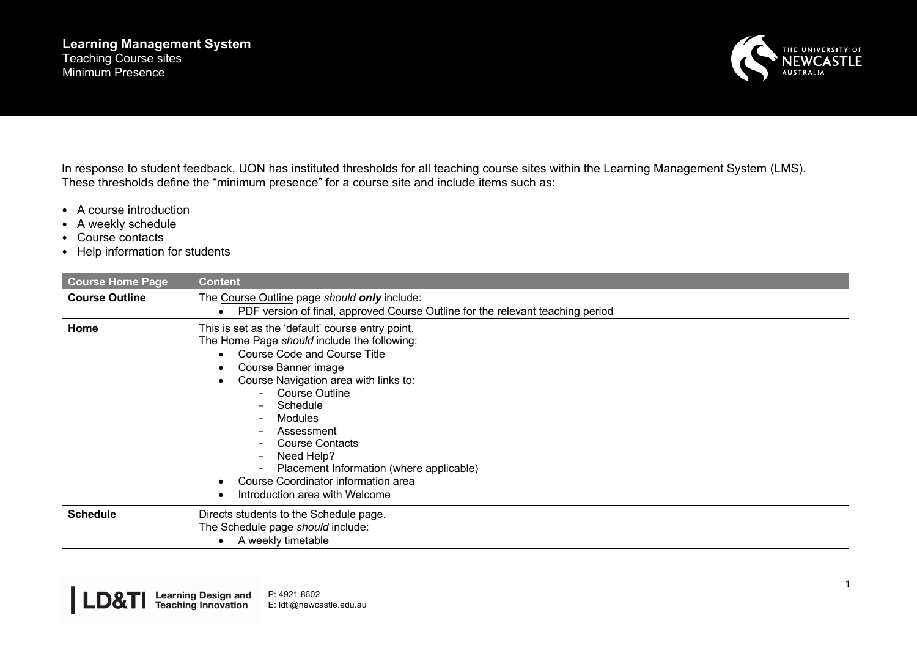# Learning Management System

Teaching Course sites
Minimum Presence

In response to student feedback, UON has instituted thresholds for all teaching course sites within the Learning Management System (LMS). These thresholds define the “minimum presence” for a course site and include items such as:

- A course introduction
- A weekly schedule
- Course contacts
- Help information for students

| Course Home Page | Content |
|---|---|
| **Course Outline** | The Course Outline page *should **only*** include:<br>• PDF version of final, approved Course Outline for the relevant teaching period |
| **Home** | This is set as the ‘default’ course entry point.<br>The Home Page *should* include the following:<br>• Course Code and Course Title<br>• Course Banner image<br>• Course Navigation area with links to:<br>&nbsp;&nbsp;&nbsp;&nbsp;− Course Outline<br>&nbsp;&nbsp;&nbsp;&nbsp;− Schedule<br>&nbsp;&nbsp;&nbsp;&nbsp;− Modules<br>&nbsp;&nbsp;&nbsp;&nbsp;− Assessment<br>&nbsp;&nbsp;&nbsp;&nbsp;− Course Contacts<br>&nbsp;&nbsp;&nbsp;&nbsp;− Need Help?<br>&nbsp;&nbsp;&nbsp;&nbsp;− Placement Information (where applicable)<br>• Course Coordinator information area<br>• Introduction area with Welcome |
| **Schedule** | Directs students to the Schedule page.<br>The Schedule page *should* include:<br>• A weekly timetable |

LD&TI Learning Design and Teaching Innovation
P: 4921 8602
E: ldti@newcastle.edu.au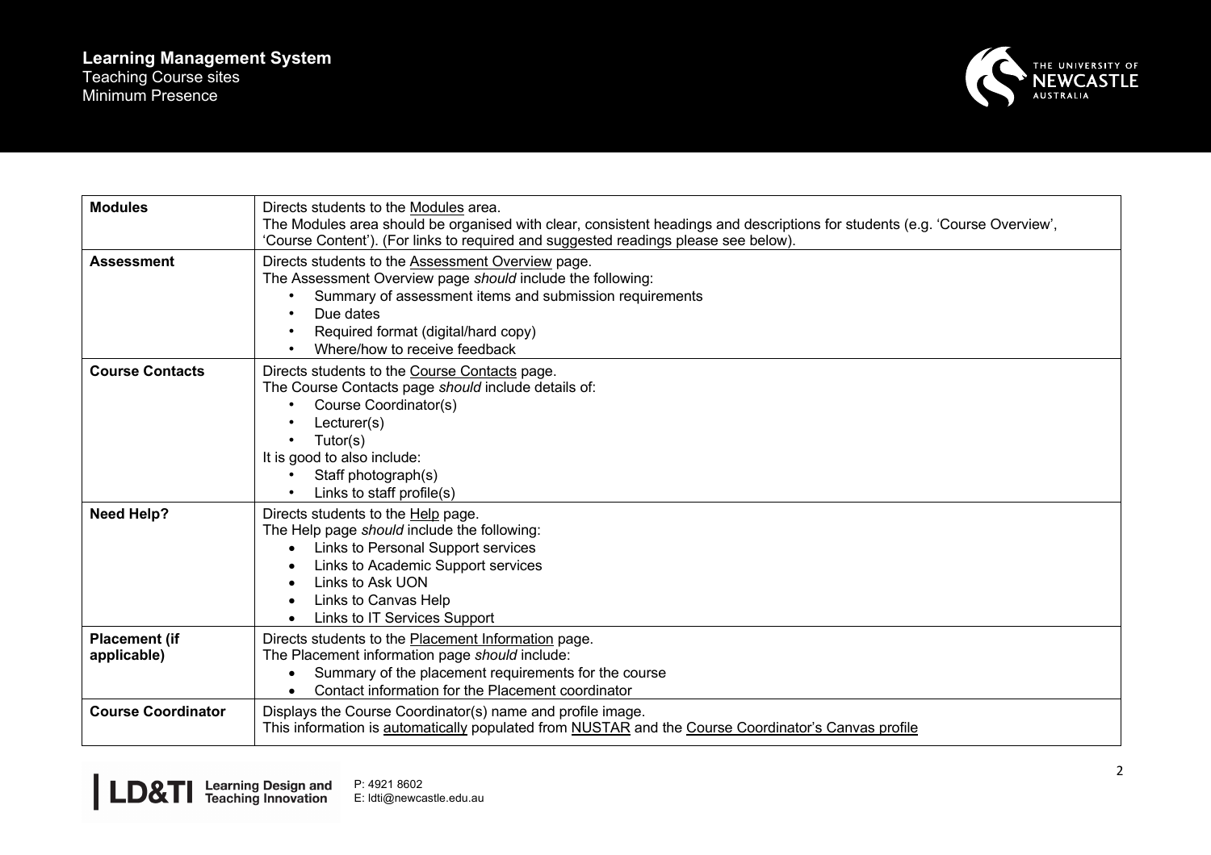| **Modules** | Directs students to the Modules area.<br>The Modules area should be organised with clear, consistent headings and descriptions for students (e.g. 'Course Overview', 'Course Content'). (For links to required and suggested readings please see below). |
|---|---|
| **Assessment** | Directs students to the Assessment Overview page.<br>The Assessment Overview page *should* include the following:<br>• Summary of assessment items and submission requirements<br>• Due dates<br>• Required format (digital/hard copy)<br>• Where/how to receive feedback |
| **Course Contacts** | Directs students to the Course Contacts page.<br>The Course Contacts page *should* include details of:<br>• Course Coordinator(s)<br>• Lecturer(s)<br>• Tutor(s)<br>It is good to also include:<br>• Staff photograph(s)<br>• Links to staff profile(s) |
| **Need Help?** | Directs students to the Help page.<br>The Help page *should* include the following:<br>• Links to Personal Support services<br>• Links to Academic Support services<br>• Links to Ask UON<br>• Links to Canvas Help<br>• Links to IT Services Support |
| **Placement (if applicable)** | Directs students to the Placement Information page.<br>The Placement information page *should* include:<br>• Summary of the placement requirements for the course<br>• Contact information for the Placement coordinator |
| **Course Coordinator** | Displays the Course Coordinator(s) name and profile image.<br>This information is automatically populated from NUSTAR and the Course Coordinator's Canvas profile |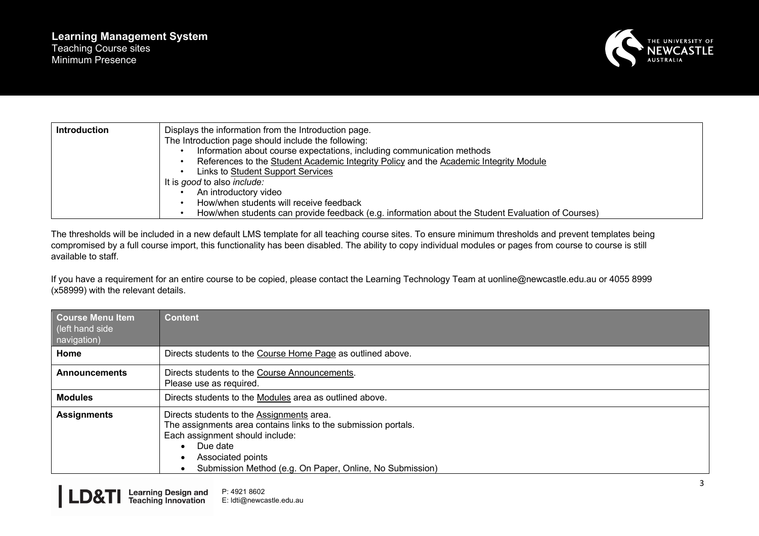| Introduction | Displays the information from the Introduction page.<br>The Introduction page should include the following:<br>• Information about course expectations, including communication methods<br>• References to the Student Academic Integrity Policy and the Academic Integrity Module<br>• Links to Student Support Services<br>It is *good* to also *include:*<br>• An introductory video<br>• How/when students will receive feedback<br>• How/when students can provide feedback (e.g. information about the Student Evaluation of Courses) |
|---|---|

The thresholds will be included in a new default LMS template for all teaching course sites. To ensure minimum thresholds and prevent templates being compromised by a full course import, this functionality has been disabled. The ability to copy individual modules or pages from course to course is still available to staff.

If you have a requirement for an entire course to be copied, please contact the Learning Technology Team at uonline@newcastle.edu.au or 4055 8999 (x58999) with the relevant details.

| Course Menu Item (left hand side navigation) | Content |
|---|---|
| **Home** | Directs students to the Course Home Page as outlined above. |
| **Announcements** | Directs students to the Course Announcements.<br>Please use as required. |
| **Modules** | Directs students to the Modules area as outlined above. |
| **Assignments** | Directs students to the Assignments area.<br>The assignments area contains links to the submission portals.<br>Each assignment should include:<br>• Due date<br>• Associated points<br>• Submission Method (e.g. On Paper, Online, No Submission) |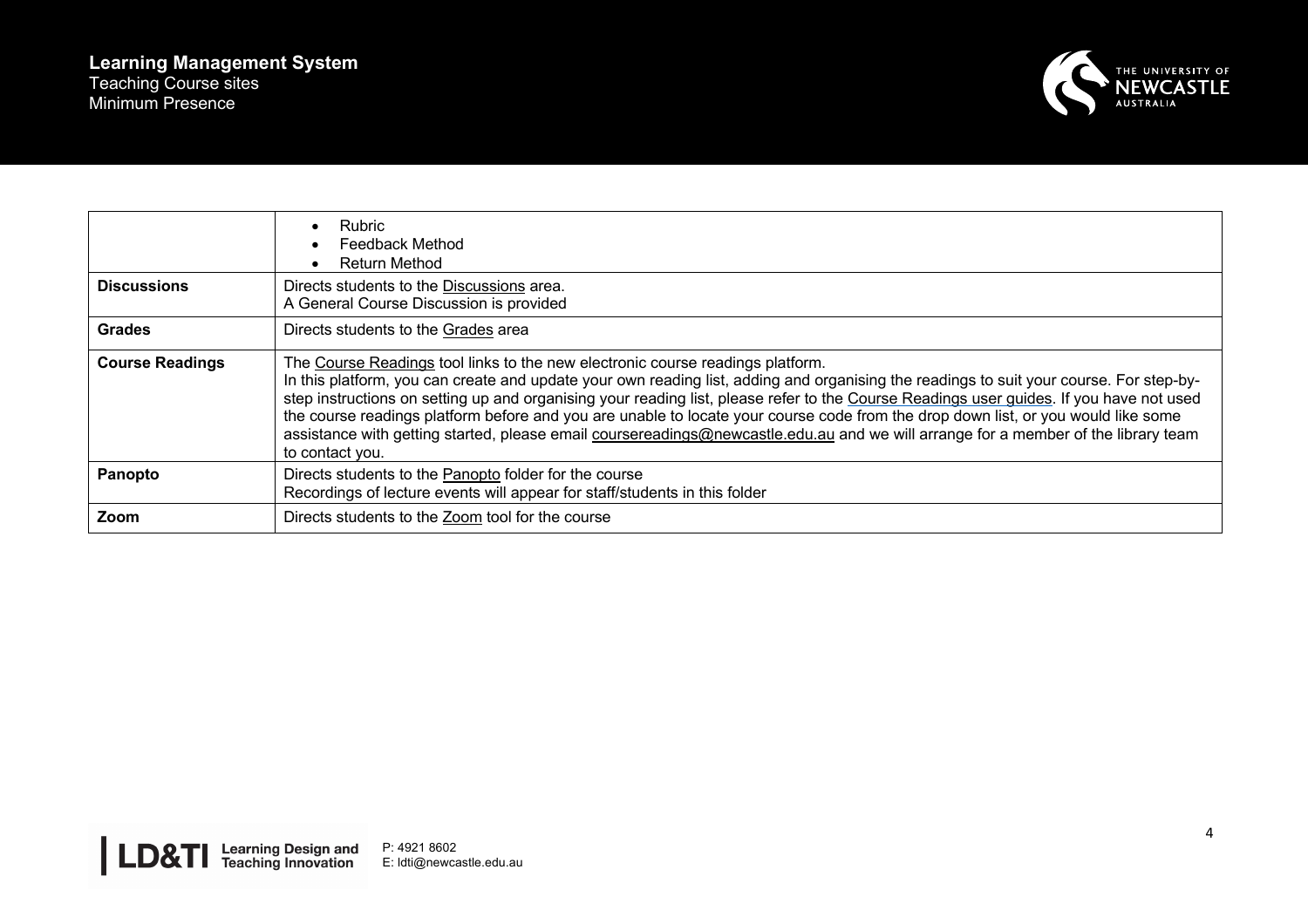| | |
|---|---|
| | • Rubric<br>• Feedback Method<br>• Return Method |
| **Discussions** | Directs students to the Discussions area.<br>A General Course Discussion is provided |
| **Grades** | Directs students to the Grades area |
| **Course Readings** | The Course Readings tool links to the new electronic course readings platform.<br>In this platform, you can create and update your own reading list, adding and organising the readings to suit your course. For step-by-step instructions on setting up and organising your reading list, please refer to the Course Readings user guides. If you have not used the course readings platform before and you are unable to locate your course code from the drop down list, or you would like some assistance with getting started, please email coursereadings@newcastle.edu.au and we will arrange for a member of the library team to contact you. |
| **Panopto** | Directs students to the Panopto folder for the course<br>Recordings of lecture events will appear for staff/students in this folder |
| **Zoom** | Directs students to the Zoom tool for the course |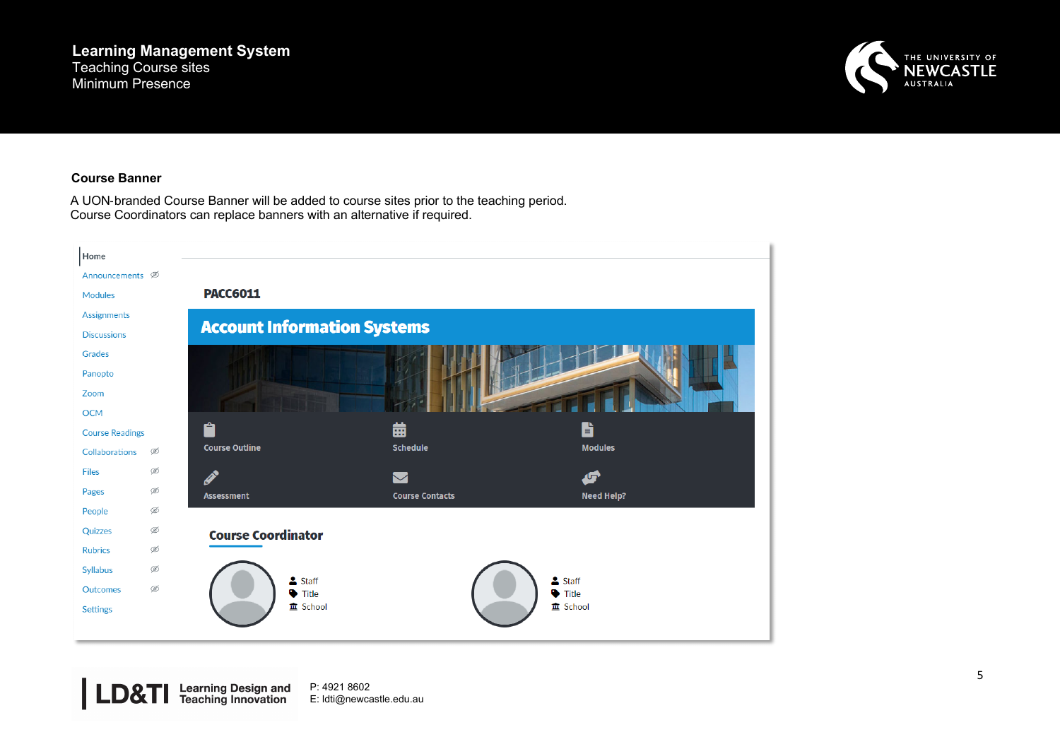**Course Banner**

A UON-branded Course Banner will be added to course sites prior to the teaching period.
Course Coordinators can replace banners with an alternative if required.

Home
Announcements
Modules
Assignments
Discussions
Grades
Panopto
Zoom
OCM
Course Readings
Collaborations
Files
Pages
People
Quizzes
Rubrics
Syllabus
Outcomes
Settings

PACC6011

Account Information Systems

Course Outline
Schedule
Modules
Assessment
Course Contacts
Need Help?

Course Coordinator

Staff
Title
School

Staff
Title
School

LD&TI Learning Design and Teaching Innovation

P: 4921 8602
E: ldti@newcastle.edu.au